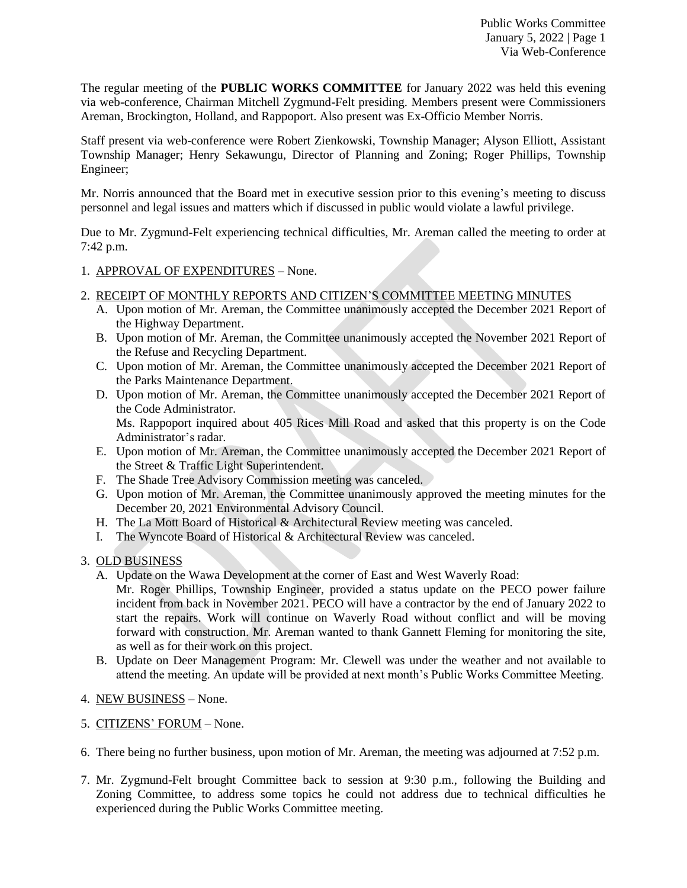The regular meeting of the **PUBLIC WORKS COMMITTEE** for January 2022 was held this evening via web-conference, Chairman Mitchell Zygmund-Felt presiding. Members present were Commissioners Areman, Brockington, Holland, and Rappoport. Also present was Ex-Officio Member Norris.

Staff present via web-conference were Robert Zienkowski, Township Manager; Alyson Elliott, Assistant Township Manager; Henry Sekawungu, Director of Planning and Zoning; Roger Phillips, Township Engineer;

Mr. Norris announced that the Board met in executive session prior to this evening's meeting to discuss personnel and legal issues and matters which if discussed in public would violate a lawful privilege.

Due to Mr. Zygmund-Felt experiencing technical difficulties, Mr. Areman called the meeting to order at 7:42 p.m.

1. APPROVAL OF EXPENDITURES – None.

2. RECEIPT OF MONTHLY REPORTS AND CITIZEN'S COMMITTEE MEETING MINUTES
   A. Upon motion of Mr. Areman, the Committee unanimously accepted the December 2021 Report of the Highway Department.
   B. Upon motion of Mr. Areman, the Committee unanimously accepted the November 2021 Report of the Refuse and Recycling Department.
   C. Upon motion of Mr. Areman, the Committee unanimously accepted the December 2021 Report of the Parks Maintenance Department.
   D. Upon motion of Mr. Areman, the Committee unanimously accepted the December 2021 Report of the Code Administrator.
      Ms. Rappoport inquired about 405 Rices Mill Road and asked that this property is on the Code Administrator's radar.
   E. Upon motion of Mr. Areman, the Committee unanimously accepted the December 2021 Report of the Street & Traffic Light Superintendent.
   F. The Shade Tree Advisory Commission meeting was canceled.
   G. Upon motion of Mr. Areman, the Committee unanimously approved the meeting minutes for the December 20, 2021 Environmental Advisory Council.
   H. The La Mott Board of Historical & Architectural Review meeting was canceled.
   I. The Wyncote Board of Historical & Architectural Review was canceled.

3. OLD BUSINESS
   A. Update on the Wawa Development at the corner of East and West Waverly Road:
      Mr. Roger Phillips, Township Engineer, provided a status update on the PECO power failure incident from back in November 2021. PECO will have a contractor by the end of January 2022 to start the repairs. Work will continue on Waverly Road without conflict and will be moving forward with construction. Mr. Areman wanted to thank Gannett Fleming for monitoring the site, as well as for their work on this project.
   B. Update on Deer Management Program: Mr. Clewell was under the weather and not available to attend the meeting. An update will be provided at next month's Public Works Committee Meeting.

4. NEW BUSINESS – None.

5. CITIZENS' FORUM – None.

6. There being no further business, upon motion of Mr. Areman, the meeting was adjourned at 7:52 p.m.

7. Mr. Zygmund-Felt brought Committee back to session at 9:30 p.m., following the Building and Zoning Committee, to address some topics he could not address due to technical difficulties he experienced during the Public Works Committee meeting.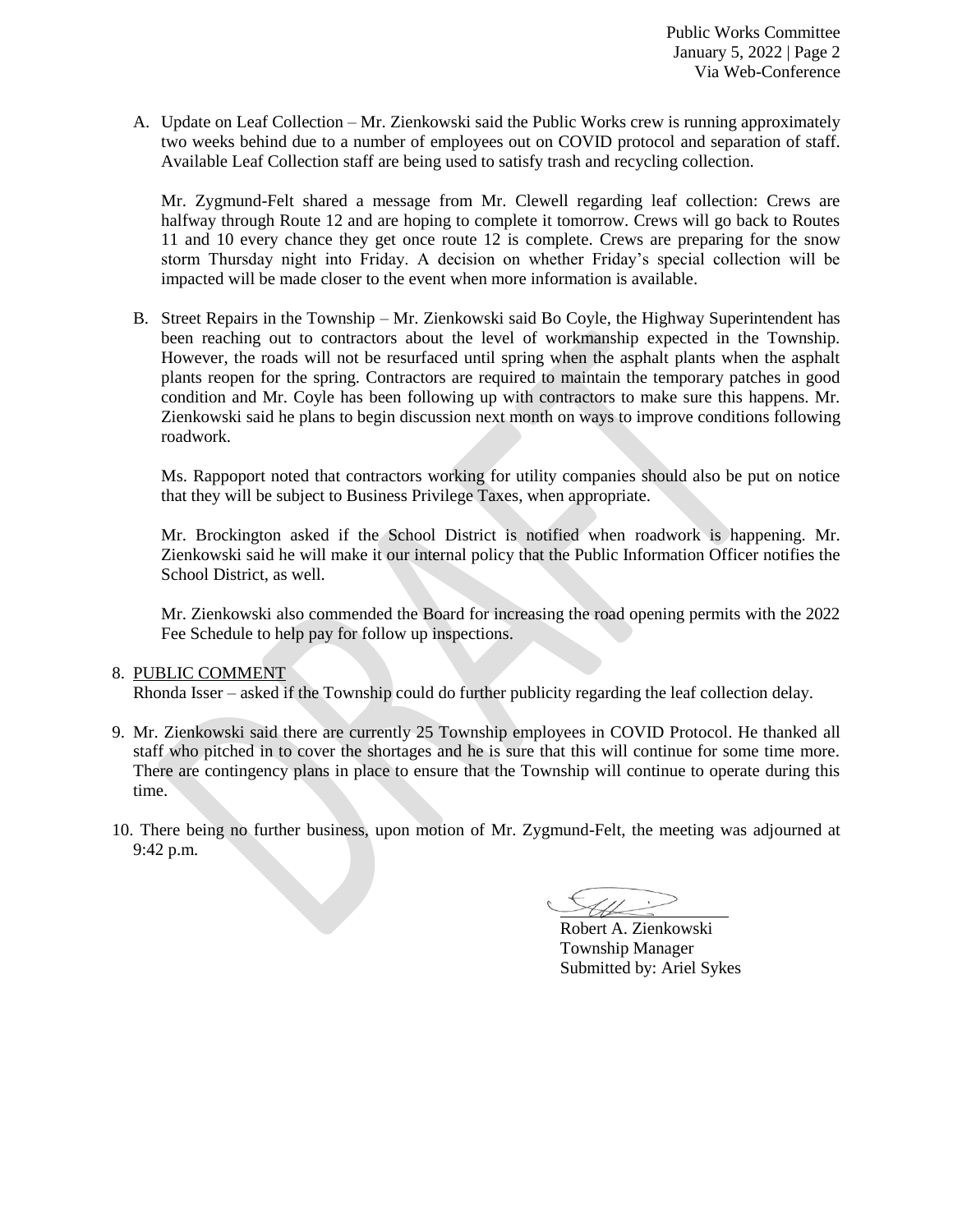A. Update on Leaf Collection – Mr. Zienkowski said the Public Works crew is running approximately two weeks behind due to a number of employees out on COVID protocol and separation of staff. Available Leaf Collection staff are being used to satisfy trash and recycling collection.

   Mr. Zygmund-Felt shared a message from Mr. Clewell regarding leaf collection: Crews are halfway through Route 12 and are hoping to complete it tomorrow. Crews will go back to Routes 11 and 10 every chance they get once route 12 is complete. Crews are preparing for the snow storm Thursday night into Friday. A decision on whether Friday's special collection will be impacted will be made closer to the event when more information is available.

B. Street Repairs in the Township – Mr. Zienkowski said Bo Coyle, the Highway Superintendent has been reaching out to contractors about the level of workmanship expected in the Township. However, the roads will not be resurfaced until spring when the asphalt plants when the asphalt plants reopen for the spring. Contractors are required to maintain the temporary patches in good condition and Mr. Coyle has been following up with contractors to make sure this happens. Mr. Zienkowski said he plans to begin discussion next month on ways to improve conditions following roadwork.

   Ms. Rappoport noted that contractors working for utility companies should also be put on notice that they will be subject to Business Privilege Taxes, when appropriate.

   Mr. Brockington asked if the School District is notified when roadwork is happening. Mr. Zienkowski said he will make it our internal policy that the Public Information Officer notifies the School District, as well.

   Mr. Zienkowski also commended the Board for increasing the road opening permits with the 2022 Fee Schedule to help pay for follow up inspections.

8. PUBLIC COMMENT
   Rhonda Isser – asked if the Township could do further publicity regarding the leaf collection delay.

9. Mr. Zienkowski said there are currently 25 Township employees in COVID Protocol. He thanked all staff who pitched in to cover the shortages and he is sure that this will continue for some time more. There are contingency plans in place to ensure that the Township will continue to operate during this time.

10. There being no further business, upon motion of Mr. Zygmund-Felt, the meeting was adjourned at 9:42 p.m.

Robert A. Zienkowski
Township Manager
Submitted by: Ariel Sykes